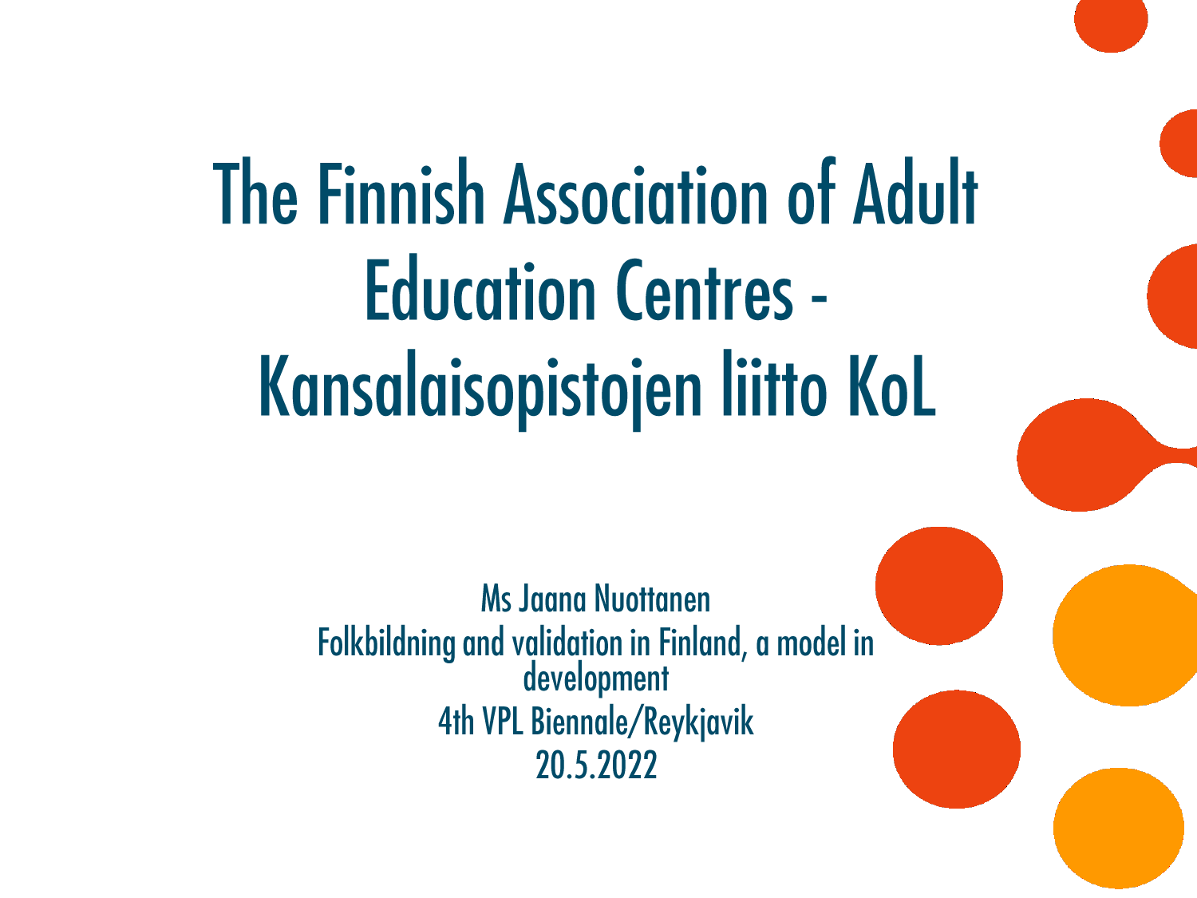# The Finnish Association of Adult Education Centres - Kansalaisopistojen liitto KoL

Ms Jaana Nuottanen

Folkbildning and validation in Finland, a model in development

4th VPL Biennale/Reykjavik

20.5.2022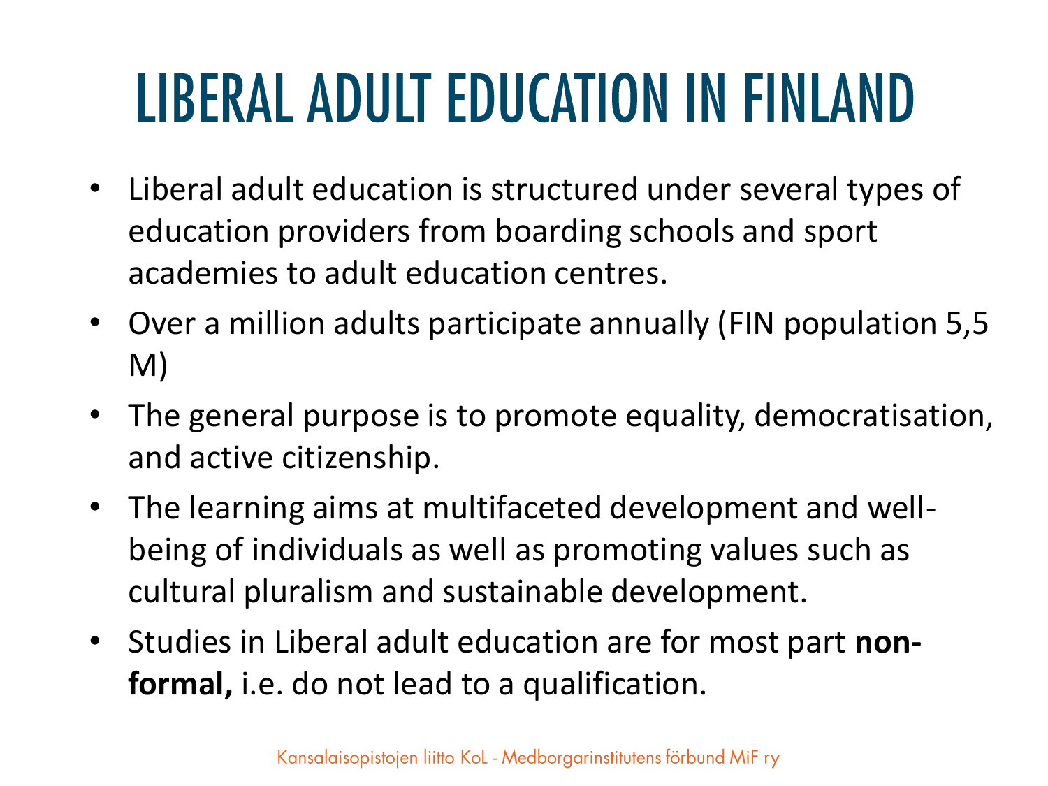# LIBERAL ADULT EDUCATION IN FINLAND

- Liberal adult education is structured under several types of education providers from boarding schools and sport academies to adult education centres.
- Over a million adults participate annually (FIN population 5,5 M)
- The general purpose is to promote equality, democratisation, and active citizenship.
- The learning aims at multifaceted development and well-being of individuals as well as promoting values such as cultural pluralism and sustainable development.
- Studies in Liberal adult education are for most part **non-formal,** i.e. do not lead to a qualification.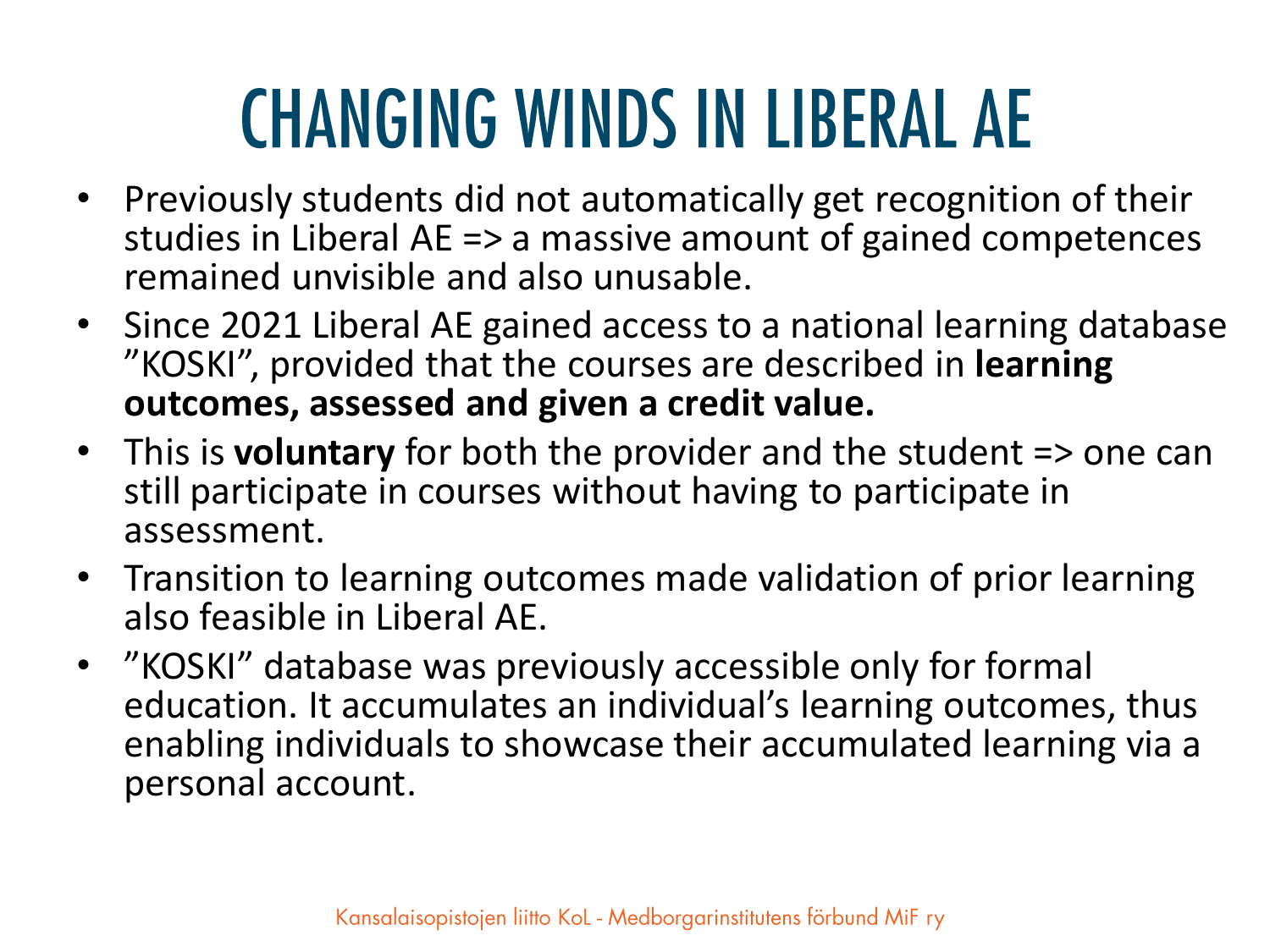# CHANGING WINDS IN LIBERAL AE

- Previously students did not automatically get recognition of their studies in Liberal AE => a massive amount of gained competences remained unvisible and also unusable.
- Since 2021 Liberal AE gained access to a national learning database ”KOSKI”, provided that the courses are described in **learning outcomes, assessed and given a credit value.**
- This is **voluntary** for both the provider and the student => one can still participate in courses without having to participate in assessment.
- Transition to learning outcomes made validation of prior learning also feasible in Liberal AE.
- ”KOSKI” database was previously accessible only for formal education. It accumulates an individual’s learning outcomes, thus enabling individuals to showcase their accumulated learning via a personal account.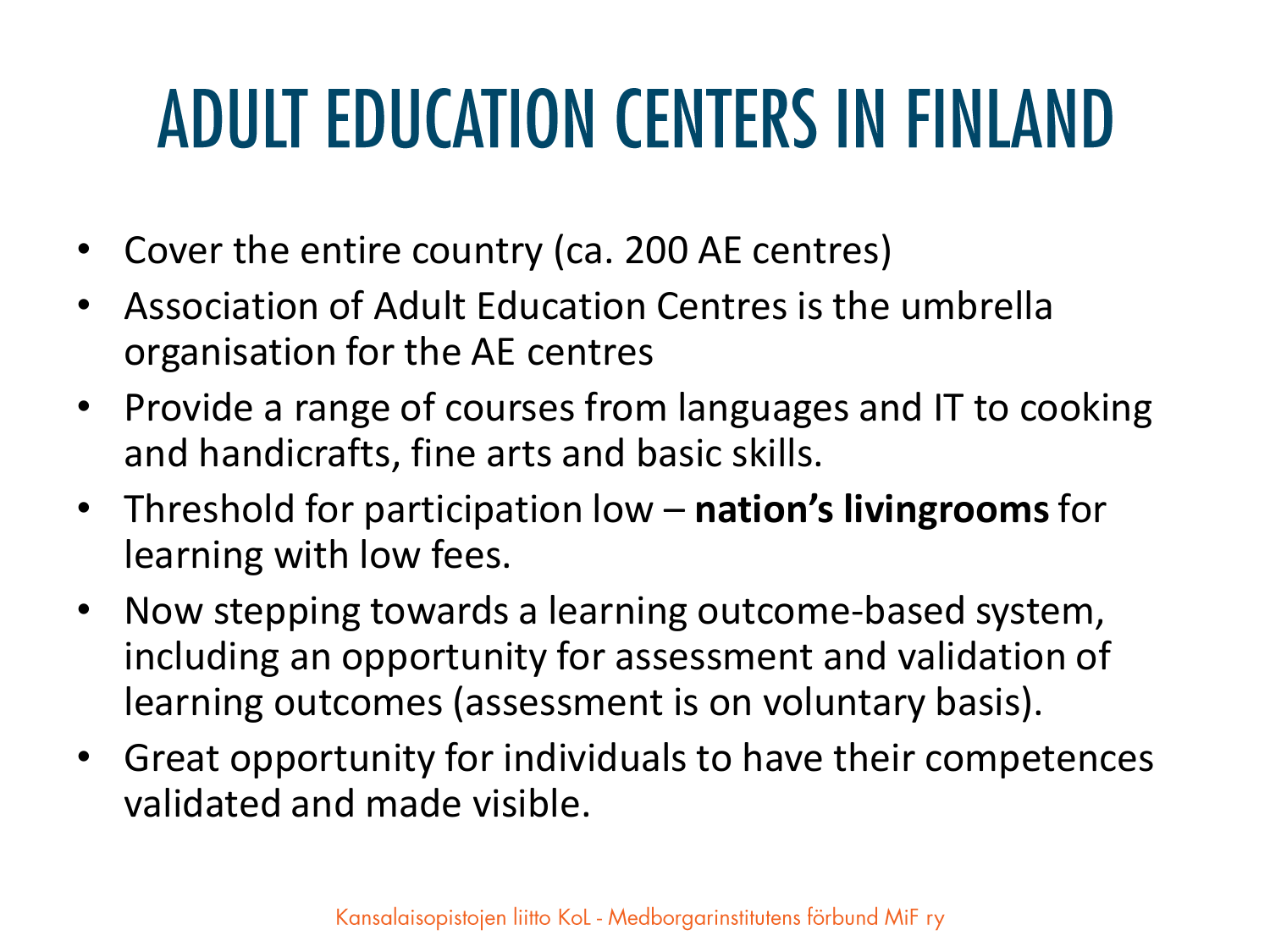# ADULT EDUCATION CENTERS IN FINLAND

- Cover the entire country (ca. 200 AE centres)
- Association of Adult Education Centres is the umbrella organisation for the AE centres
- Provide a range of courses from languages and IT to cooking and handicrafts, fine arts and basic skills.
- Threshold for participation low – **nation's livingrooms** for learning with low fees.
- Now stepping towards a learning outcome-based system, including an opportunity for assessment and validation of learning outcomes (assessment is on voluntary basis).
- Great opportunity for individuals to have their competences validated and made visible.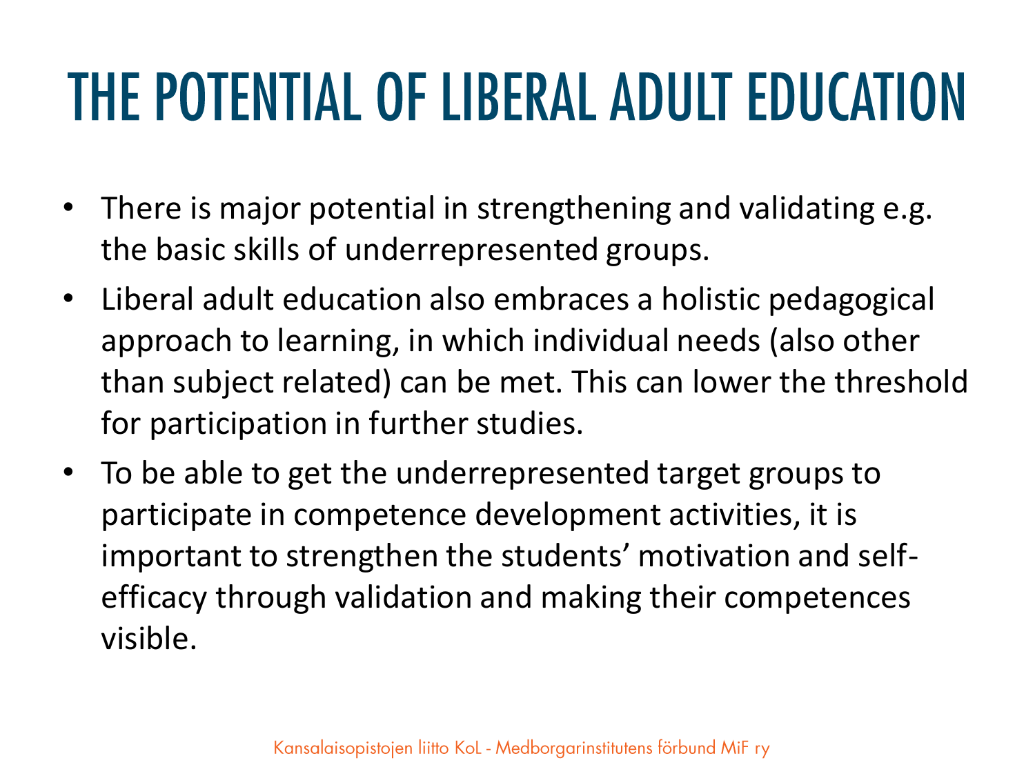# THE POTENTIAL OF LIBERAL ADULT EDUCATION

- There is major potential in strengthening and validating e.g. the basic skills of underrepresented groups.
- Liberal adult education also embraces a holistic pedagogical approach to learning, in which individual needs (also other than subject related) can be met. This can lower the threshold for participation in further studies.
- To be able to get the underrepresented target groups to participate in competence development activities, it is important to strengthen the students' motivation and self-efficacy through validation and making their competences visible.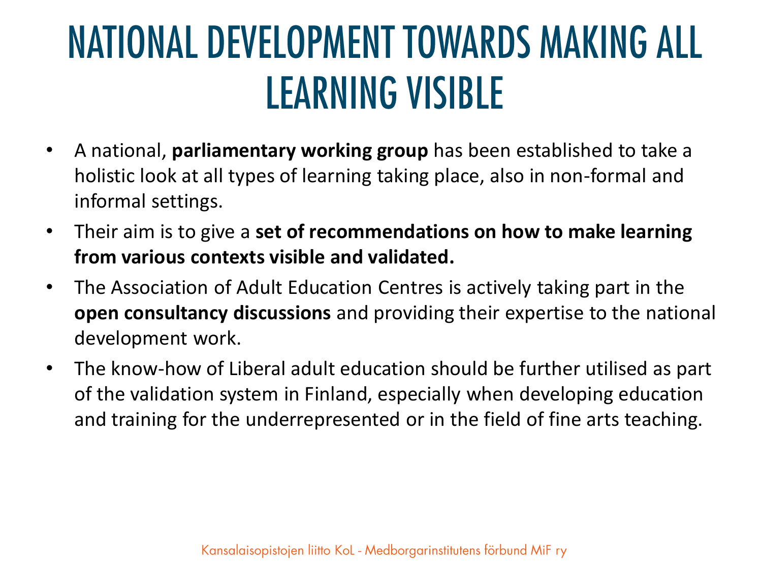# NATIONAL DEVELOPMENT TOWARDS MAKING ALL LEARNING VISIBLE

- A national, **parliamentary working group** has been established to take a holistic look at all types of learning taking place, also in non-formal and informal settings.
- Their aim is to give a **set of recommendations on how to make learning from various contexts visible and validated.**
- The Association of Adult Education Centres is actively taking part in the **open consultancy discussions** and providing their expertise to the national development work.
- The know-how of Liberal adult education should be further utilised as part of the validation system in Finland, especially when developing education and training for the underrepresented or in the field of fine arts teaching.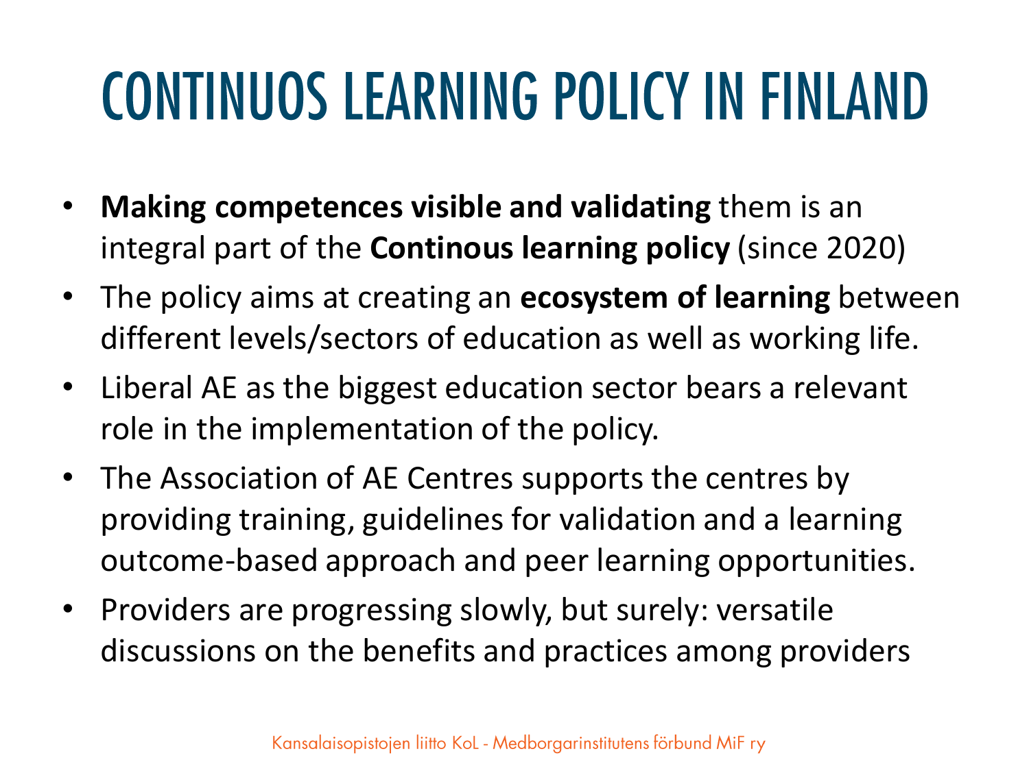# CONTINUOS LEARNING POLICY IN FINLAND

- **Making competences visible and validating** them is an integral part of the **Continous learning policy** (since 2020)
- The policy aims at creating an **ecosystem of learning** between different levels/sectors of education as well as working life.
- Liberal AE as the biggest education sector bears a relevant role in the implementation of the policy.
- The Association of AE Centres supports the centres by providing training, guidelines for validation and a learning outcome-based approach and peer learning opportunities.
- Providers are progressing slowly, but surely: versatile discussions on the benefits and practices among providers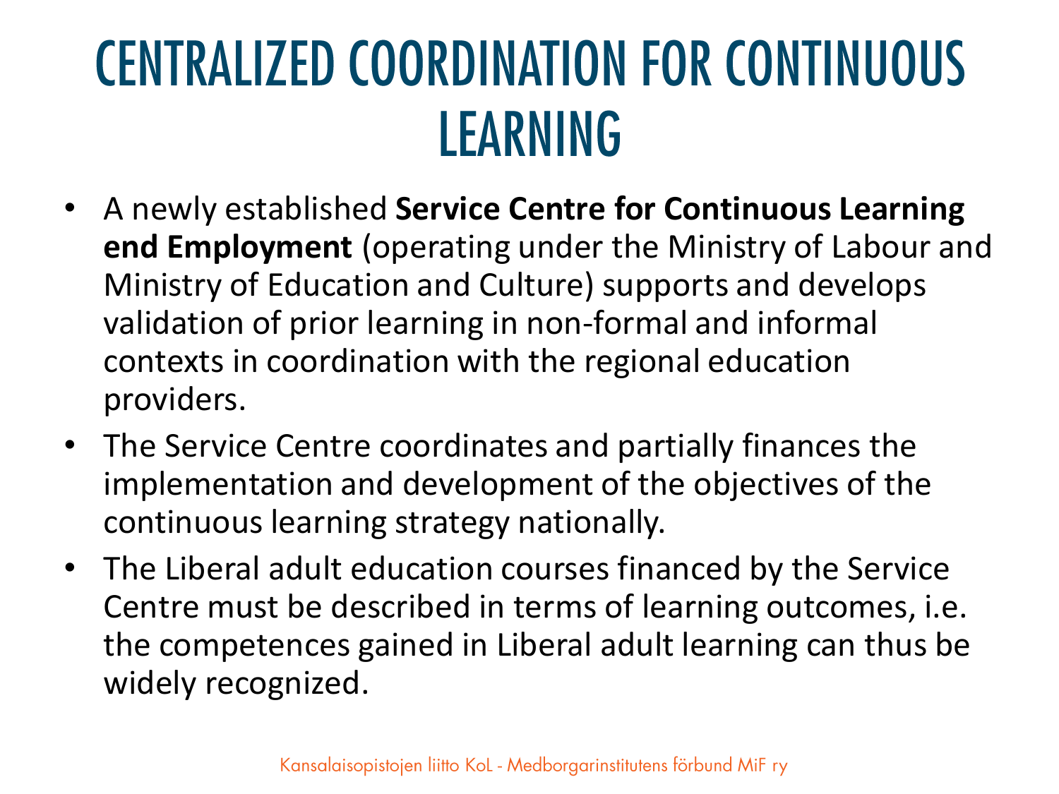# CENTRALIZED COORDINATION FOR CONTINUOUS LEARNING

- A newly established **Service Centre for Continuous Learning end Employment** (operating under the Ministry of Labour and Ministry of Education and Culture) supports and develops validation of prior learning in non-formal and informal contexts in coordination with the regional education providers.
- The Service Centre coordinates and partially finances the implementation and development of the objectives of the continuous learning strategy nationally.
- The Liberal adult education courses financed by the Service Centre must be described in terms of learning outcomes, i.e. the competences gained in Liberal adult learning can thus be widely recognized.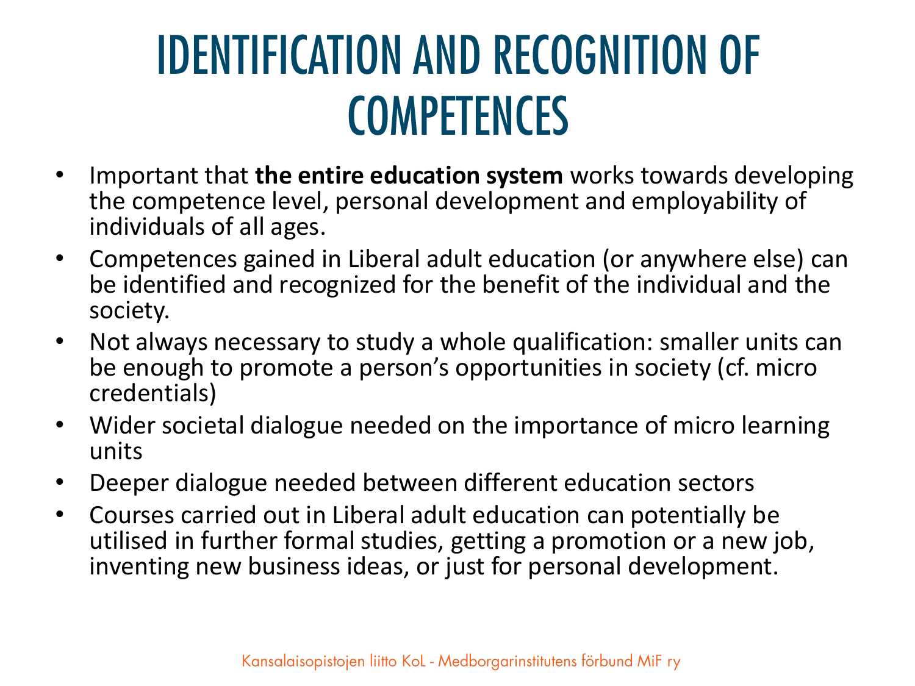# IDENTIFICATION AND RECOGNITION OF COMPETENCES

- Important that **the entire education system** works towards developing the competence level, personal development and employability of individuals of all ages.
- Competences gained in Liberal adult education (or anywhere else) can be identified and recognized for the benefit of the individual and the society.
- Not always necessary to study a whole qualification: smaller units can be enough to promote a person's opportunities in society (cf. micro credentials)
- Wider societal dialogue needed on the importance of micro learning units
- Deeper dialogue needed between different education sectors
- Courses carried out in Liberal adult education can potentially be utilised in further formal studies, getting a promotion or a new job, inventing new business ideas, or just for personal development.